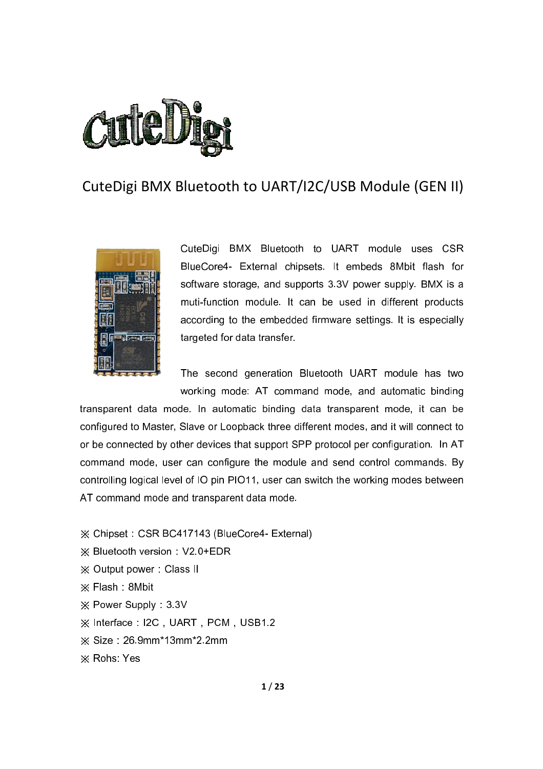# CuteDigi BMX Bluetooth to UART/I2C/USB Module (GEN II)

CuteDigi BMX Bluetooth to UART module uses CSR BlueCore4- External chipsets. It embeds 8Mbit flash for software storage, and supports 3.3V power supply. BMX is a muti-function module. It can be used in different products according to the embedded firmware settings. It is especially targeted for data transfer.

The second generation Bluetooth UART module has two working mode: AT command mode, and automatic binding transparent data mode. In automatic binding data transparent mode, it can be configured to Master, Slave or Loopback three different modes, and it will connect to or be connected by other devices that support SPP protocol per configuration. In AT command mode, user can configure the module and send control commands. By controlling logical level of IO pin PIO11, user can switch the working modes between AT command mode and transparent data mode.

※ Chipset：CSR BC417143 (BlueCore4- External)

※ Bluetooth version：V2.0+EDR

※ Output power：Class II

※ Flash：8Mbit

※ Power Supply：3.3V

※ Interface：I2C，UART，PCM，USB1.2

※ Size：26.9mm*13mm*2.2mm

※ Rohs: Yes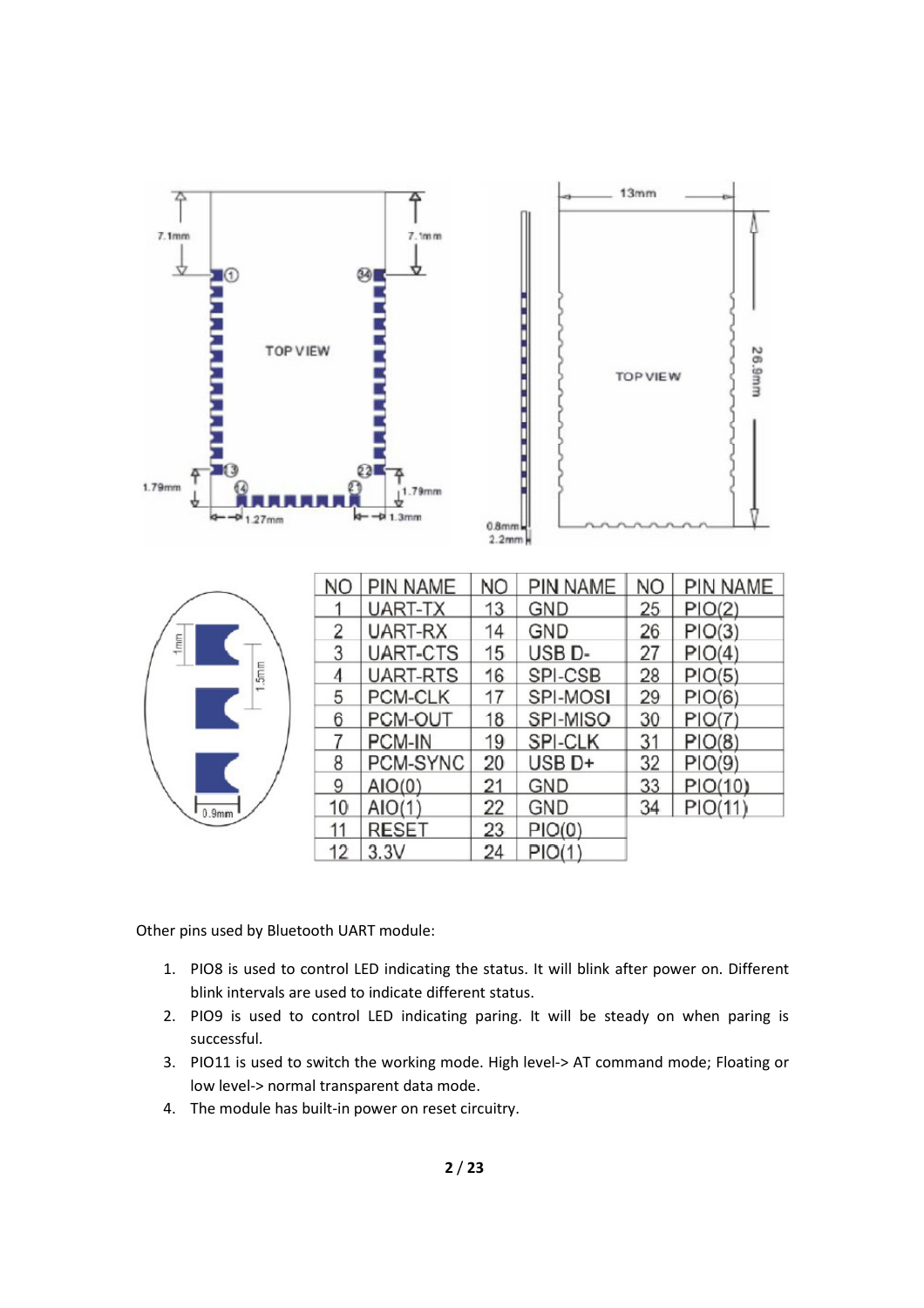| NO | PIN NAME | NO | PIN NAME | NO | PIN NAME |
|---|---|---|---|---|---|
| 1 | UART-TX | 13 | GND | 25 | PIO(2) |
| 2 | UART-RX | 14 | GND | 26 | PIO(3) |
| 3 | UART-CTS | 15 | USB D- | 27 | PIO(4) |
| 4 | UART-RTS | 16 | SPI-CSB | 28 | PIO(5) |
| 5 | PCM-CLK | 17 | SPI-MOSI | 29 | PIO(6) |
| 6 | PCM-OUT | 18 | SPI-MISO | 30 | PIO(7) |
| 7 | PCM-IN | 19 | SPI-CLK | 31 | PIO(8) |
| 8 | PCM-SYNC | 20 | USB D+ | 32 | PIO(9) |
| 9 | AIO(0) | 21 | GND | 33 | PIO(10) |
| 10 | AIO(1) | 22 | GND | 34 | PIO(11) |
| 11 | RESET | 23 | PIO(0) | | |
| 12 | 3.3V | 24 | PIO(1) | | |

Other pins used by Bluetooth UART module:

1. PIO8 is used to control LED indicating the status. It will blink after power on. Different blink intervals are used to indicate different status.
2. PIO9 is used to control LED indicating paring. It will be steady on when paring is successful.
3. PIO11 is used to switch the working mode. High level-> AT command mode; Floating or low level-> normal transparent data mode.
4. The module has built-in power on reset circuitry.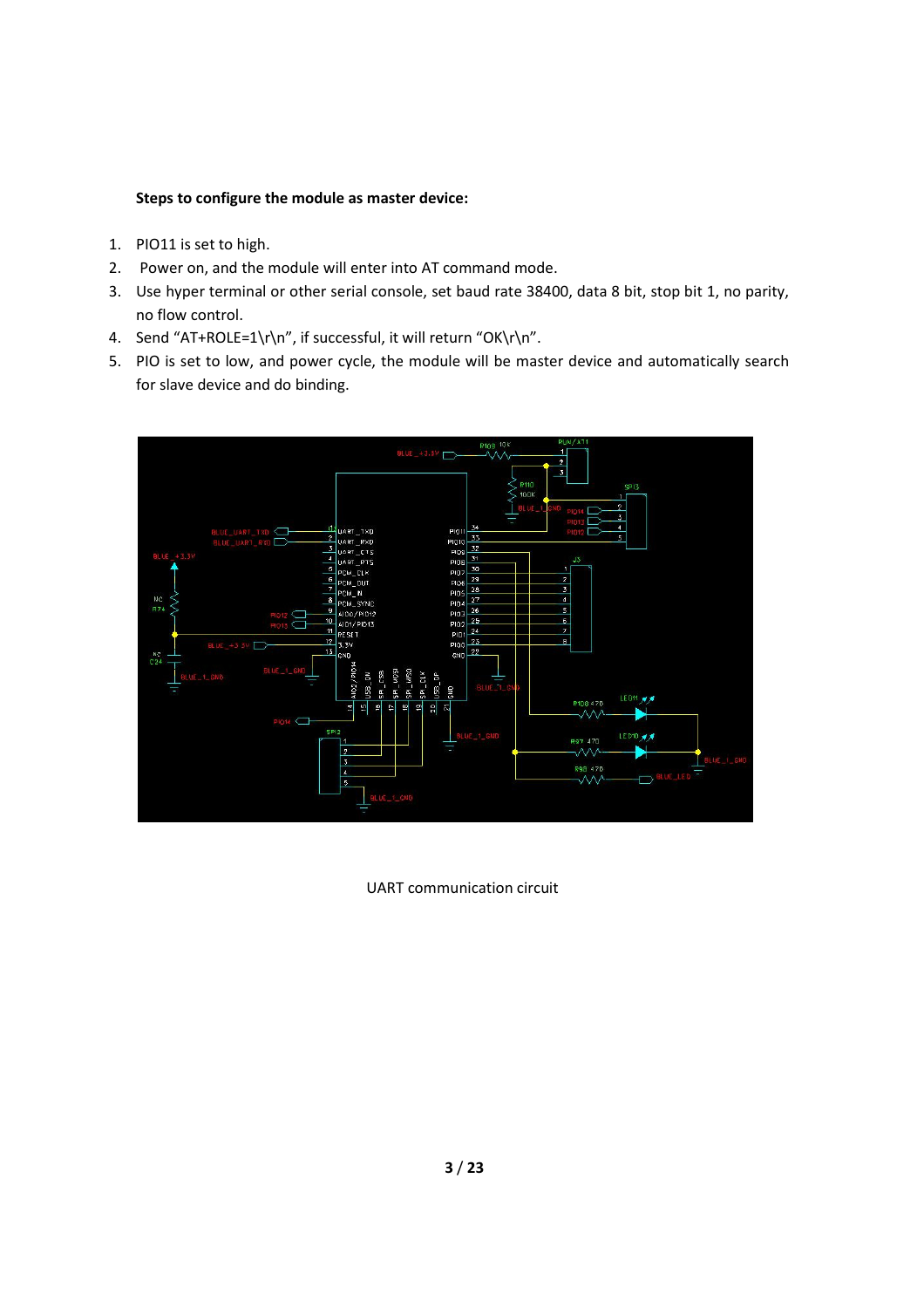**Steps to configure the module as master device:**

1. PIO11 is set to high.
2. Power on, and the module will enter into AT command mode.
3. Use hyper terminal or other serial console, set baud rate 38400, data 8 bit, stop bit 1, no parity, no flow control.
4. Send "AT+ROLE=1\r\n", if successful, it will return "OK\r\n".
5. PIO is set to low, and power cycle, the module will be master device and automatically search for slave device and do binding.

UART communication circuit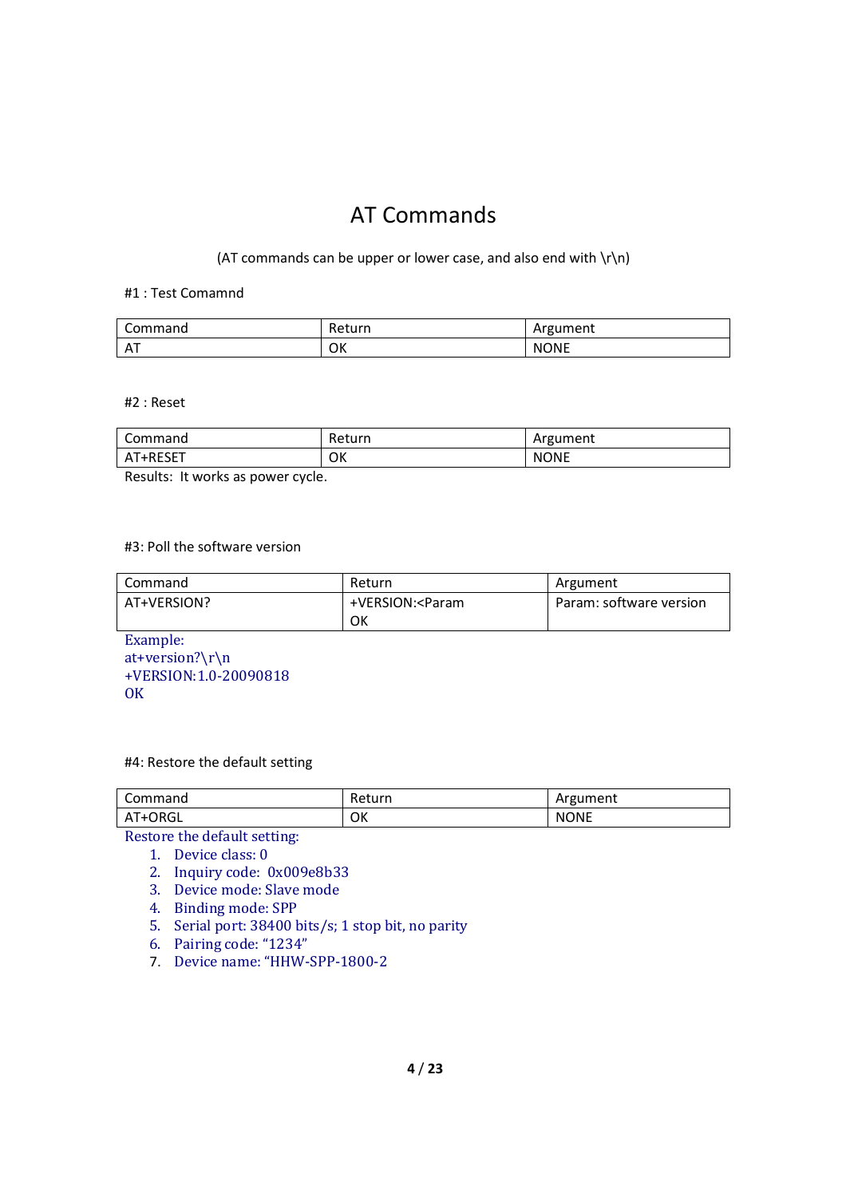# AT Commands

(AT commands can be upper or lower case, and also end with \r\n)

#1 : Test Comamnd

| Command | Return | Argument |
|---|---|---|
| AT | OK | NONE |

#2 : Reset

| Command | Return | Argument |
|---|---|---|
| AT+RESET | OK | NONE |

Results: It works as power cycle.

#3: Poll the software version

| Command | Return | Argument |
|---|---|---|
| AT+VERSION? | +VERSION:<Param<br>OK | Param: software version |

Example:
at+version?\r\n
+VERSION:1.0-20090818
OK

#4: Restore the default setting

| Command | Return | Argument |
|---|---|---|
| AT+ORGL | OK | NONE |

Restore the default setting:

1. Device class: 0
2. Inquiry code: 0x009e8b33
3. Device mode: Slave mode
4. Binding mode: SPP
5. Serial port: 38400 bits/s; 1 stop bit, no parity
6. Pairing code: "1234"
7. Device name: "HHW-SPP-1800-2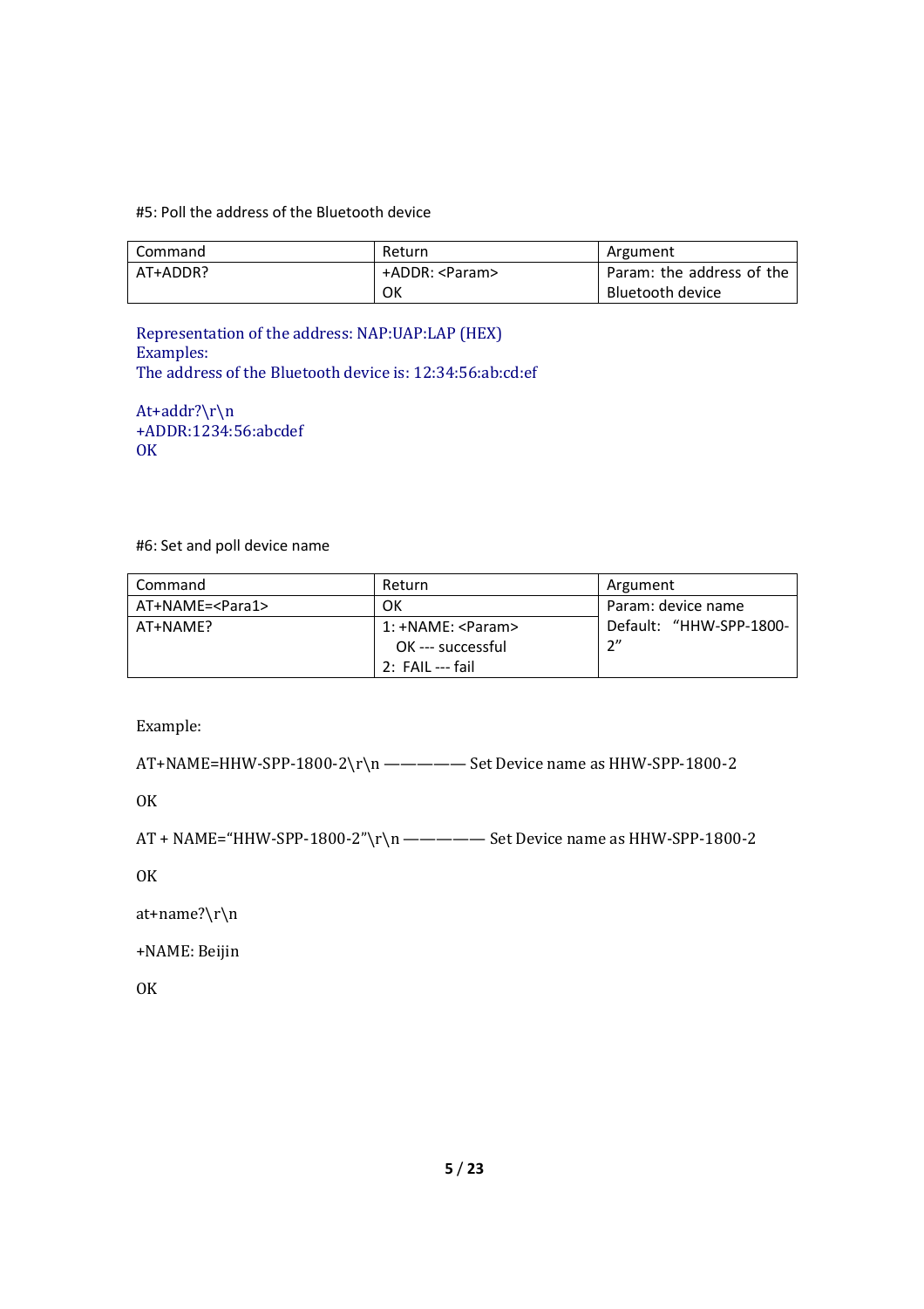#5: Poll the address of the Bluetooth device

| Command | Return | Argument |
| --- | --- | --- |
| AT+ADDR? | +ADDR: <Param><br>OK | Param: the address of the Bluetooth device |

Representation of the address: NAP:UAP:LAP (HEX)
Examples:
The address of the Bluetooth device is: 12:34:56:ab:cd:ef

At+addr?\r\n
+ADDR:1234:56:abcdef
OK

#6: Set and poll device name

| Command | Return | Argument |
| --- | --- | --- |
| AT+NAME=<Para1> | OK | Param: device name<br>Default: "HHW-SPP-1800-2" |
| AT+NAME? | 1: +NAME: <Param><br>OK --- successful<br>2: FAIL --- fail | |

Example:

AT+NAME=HHW-SPP-1800-2\r\n ————— Set Device name as HHW-SPP-1800-2

OK

AT + NAME="HHW-SPP-1800-2"\r\n ————— Set Device name as HHW-SPP-1800-2

OK

at+name?\r\n

+NAME: Beijin

OK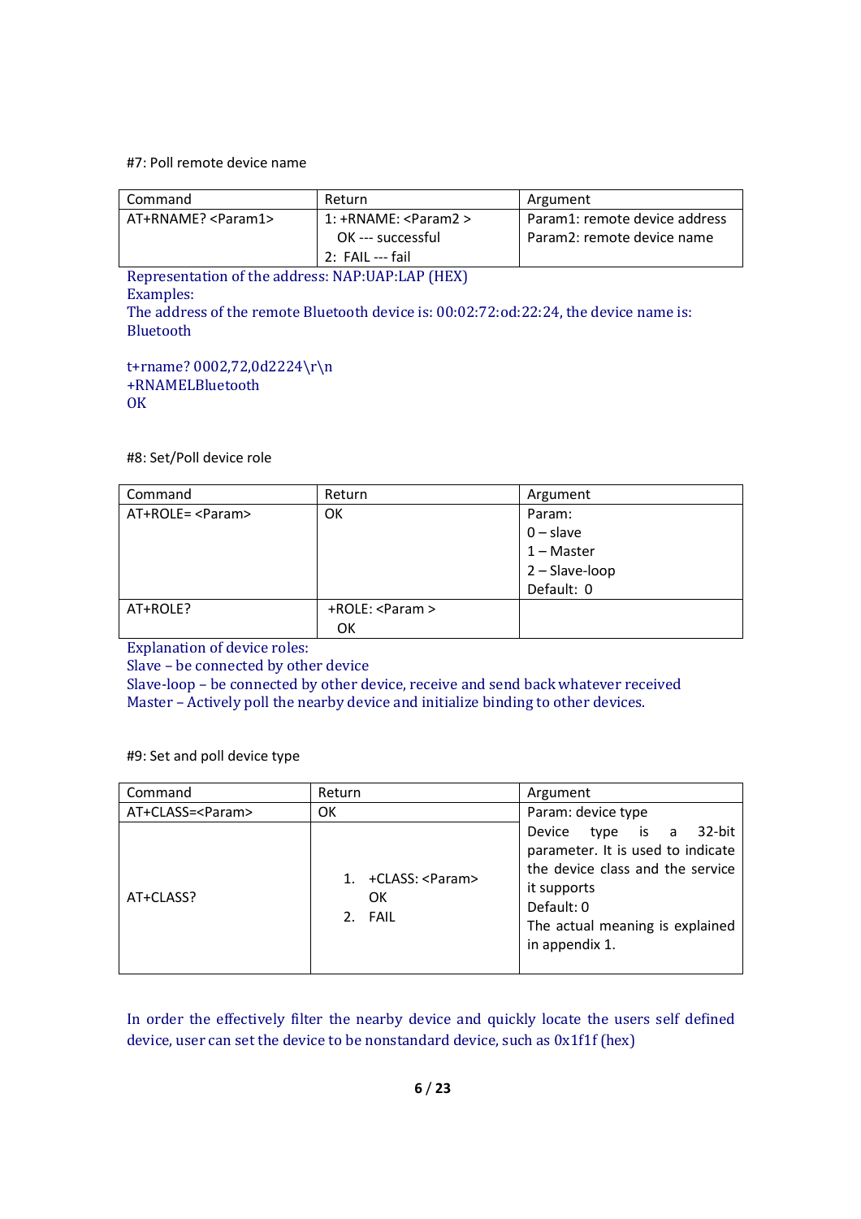#7: Poll remote device name

| Command | Return | Argument |
|---|---|---|
| AT+RNAME? <Param1> | 1: +RNAME: <Param2 > OK --- successful 2: FAIL --- fail | Param1: remote device address Param2: remote device name |

Representation of the address: NAP:UAP:LAP (HEX)
Examples:
The address of the remote Bluetooth device is: 00:02:72:od:22:24, the device name is: Bluetooth

t+rname? 0002,72,0d2224\r\n
+RNAMELBluetooth
OK

#8: Set/Poll device role

| Command | Return | Argument |
|---|---|---|
| AT+ROLE= <Param> | OK | Param: 0 – slave 1 – Master 2 – Slave-loop Default: 0 |
| AT+ROLE? | +ROLE: <Param > OK | |

Explanation of device roles:
Slave – be connected by other device
Slave-loop – be connected by other device, receive and send back whatever received
Master – Actively poll the nearby device and initialize binding to other devices.

#9: Set and poll device type

| Command | Return | Argument |
|---|---|---|
| AT+CLASS=<Param> | OK | Param: device type Device type is a 32-bit parameter. It is used to indicate the device class and the service it supports Default: 0 The actual meaning is explained in appendix 1. |
| AT+CLASS? | 1. +CLASS: <Param> OK 2. FAIL | |

In order the effectively filter the nearby device and quickly locate the users self defined device, user can set the device to be nonstandard device, such as 0x1f1f (hex)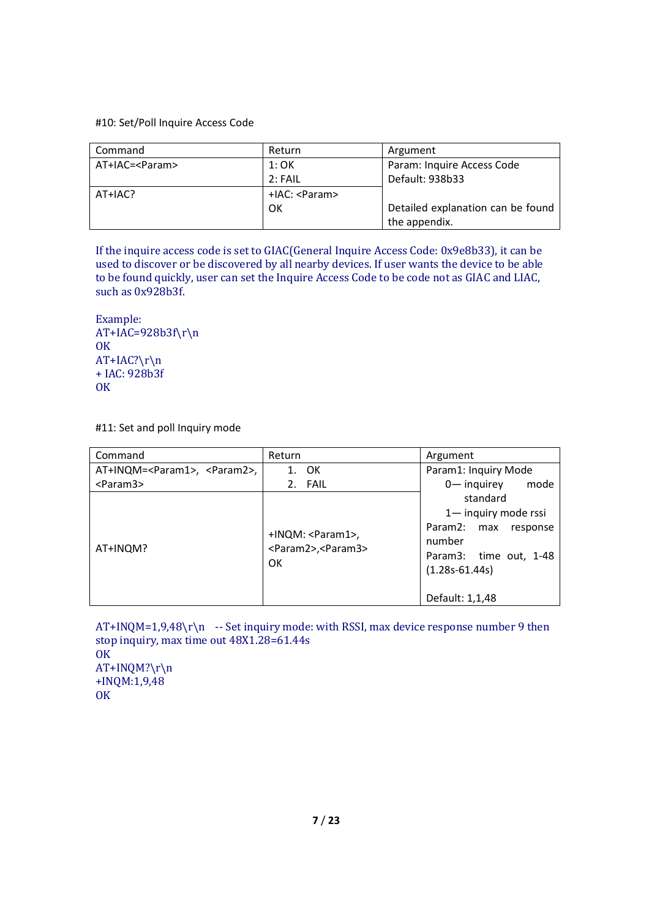#10: Set/Poll Inquire Access Code

| Command | Return | Argument |
|---|---|---|
| AT+IAC=<Param> | 1: OK<br>2: FAIL | Param: Inquire Access Code<br>Default: 938b33<br><br>Detailed explanation can be found the appendix. |
| AT+IAC? | +IAC: <Param><br>OK | |

If the inquire access code is set to GIAC(General Inquire Access Code: 0x9e8b33), it can be used to discover or be discovered by all nearby devices. If user wants the device to be able to be found quickly, user can set the Inquire Access Code to be code not as GIAC and LIAC, such as 0x928b3f.

Example:
AT+IAC=928b3f\r\n
OK
AT+IAC?\r\n
+ IAC: 928b3f
OK

#11: Set and poll Inquiry mode

| Command | Return | Argument |
|---|---|---|
| AT+INQM=<Param1>, <Param2>, <Param3> | 1. OK<br>2. FAIL | Param1: Inquiry Mode<br>0— inquirey mode standard<br>1— inquiry mode rssi<br>Param2: max response number<br>Param3: time out, 1-48 (1.28s-61.44s)<br><br>Default: 1,1,48 |
| AT+INQM? | +INQM: <Param1>, <Param2>,<Param3><br>OK | |

AT+INQM=1,9,48\r\n -- Set inquiry mode: with RSSI, max device response number 9 then stop inquiry, max time out 48X1.28=61.44s
OK
AT+INQM?\r\n
+INQM:1,9,48
OK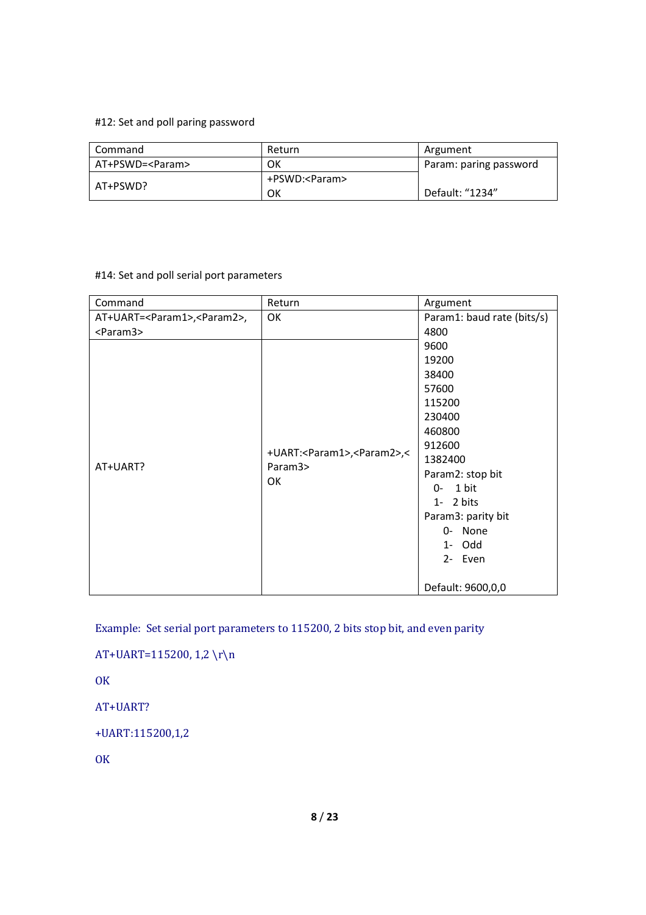#12: Set and poll paring password

| Command | Return | Argument |
|---|---|---|
| AT+PSWD=<Param> | OK | Param: paring password<br><br>Default: "1234" |
| AT+PSWD? | +PSWD:<Param><br>OK | |

#14: Set and poll serial port parameters

| Command | Return | Argument |
|---|---|---|
| AT+UART=<Param1>,<Param2>,<Param3> | OK | Param1: baud rate (bits/s)<br>4800<br>9600<br>19200<br>38400<br>57600<br>115200<br>230400<br>460800<br>912600<br>1382400<br>Param2: stop bit<br>0- 1 bit<br>1- 2 bits<br>Param3: parity bit<br>0- None<br>1- Odd<br>2- Even<br><br>Default: 9600,0,0 |
| AT+UART? | +UART:<Param1>,<Param2>,<Param3><br>OK | |

Example: Set serial port parameters to 115200, 2 bits stop bit, and even parity

```
AT+UART=115200, 1,2 \r\n

OK

AT+UART?

+UART:115200,1,2

OK
```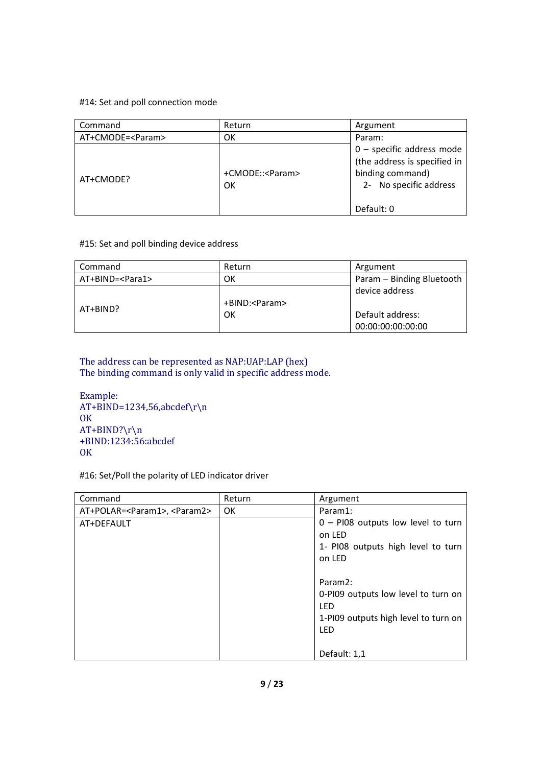#14: Set and poll connection mode

| Command | Return | Argument |
| --- | --- | --- |
| AT+CMODE=<Param> | OK | Param:<br>0 – specific address mode (the address is specified in binding command)<br>2- No specific address<br><br>Default: 0 |
| AT+CMODE? | +CMODE::<Param><br>OK | |

#15: Set and poll binding device address

| Command | Return | Argument |
| --- | --- | --- |
| AT+BIND=<Para1> | OK | Param – Binding Bluetooth device address<br><br>Default address: 00:00:00:00:00:00 |
| AT+BIND? | +BIND:<Param><br>OK | |

The address can be represented as NAP:UAP:LAP (hex)
The binding command is only valid in specific address mode.

Example:

```
AT+BIND=1234,56,abcdef\r\n
OK
AT+BIND?\r\n
+BIND:1234:56:abcdef
OK
```

#16: Set/Poll the polarity of LED indicator driver

| Command | Return | Argument |
| --- | --- | --- |
| AT+POLAR=<Param1>, <Param2> | OK | Param1:<br>0 – PI08 outputs low level to turn on LED<br>1- PI08 outputs high level to turn on LED<br><br>Param2:<br>0-PI09 outputs low level to turn on LED<br>1-PI09 outputs high level to turn on LED<br><br>Default: 1,1 |
| AT+DEFAULT | | |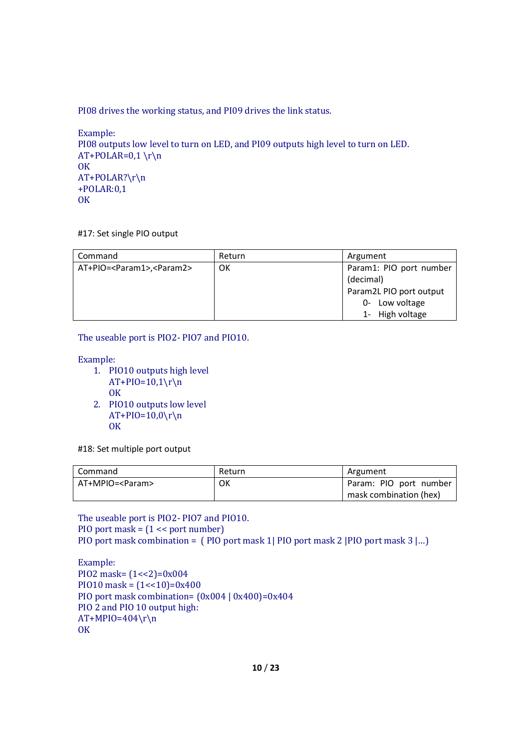PIO8 drives the working status, and PIO9 drives the link status.

Example:
PIO8 outputs low level to turn on LED, and PIO9 outputs high level to turn on LED.
AT+POLAR=0,1 \r\n
OK
AT+POLAR?\r\n
+POLAR:0,1
OK

#17: Set single PIO output

| Command | Return | Argument |
|---|---|---|
| AT+PIO=<Param1>,<Param2> | OK | Param1: PIO port number (decimal)<br>Param2L PIO port output<br>0- Low voltage<br>1- High voltage |

The useable port is PIO2- PIO7 and PIO10.

Example:

1. PIO10 outputs high level
   AT+PIO=10,1\r\n
   OK
2. PIO10 outputs low level
   AT+PIO=10,0\r\n
   OK

#18: Set multiple port output

| Command | Return | Argument |
|---|---|---|
| AT+MPIO=<Param> | OK | Param: PIO port number mask combination (hex) |

The useable port is PIO2- PIO7 and PIO10.
PIO port mask = (1 << port number)
PIO port mask combination = ( PIO port mask 1| PIO port mask 2 |PIO port mask 3 |…)

Example:
PIO2 mask= (1<<2)=0x004
PIO10 mask = (1<<10)=0x400
PIO port mask combination= (0x004 | 0x400)=0x404
PIO 2 and PIO 10 output high:
AT+MPIO=404\r\n
OK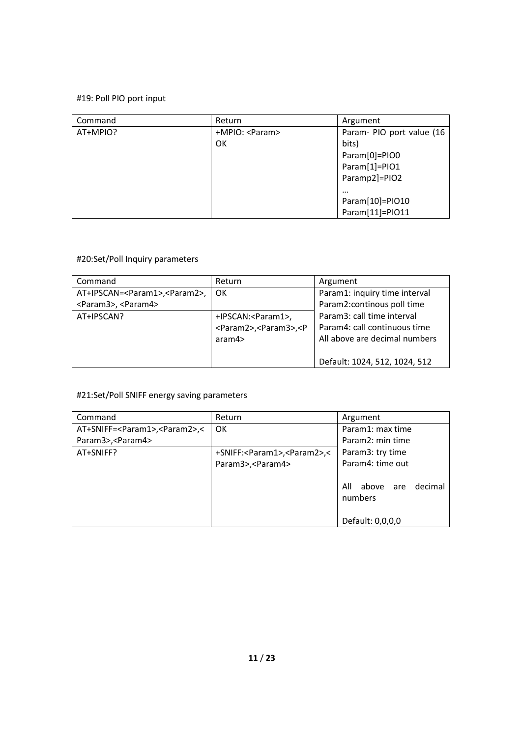#19: Poll PIO port input

| Command | Return | Argument |
| --- | --- | --- |
| AT+MPIO? | +MPIO: <Param><br>OK | Param- PIO port value (16 bits)<br>Param[0]=PIO0<br>Param[1]=PIO1<br>Paramp2]=PIO2<br>…<br>Param[10]=PIO10<br>Param[11]=PIO11 |

#20:Set/Poll Inquiry parameters

| Command | Return | Argument |
| --- | --- | --- |
| AT+IPSCAN=<Param1>,<Param2>, <Param3>, <Param4> | OK | Param1: inquiry time interval<br>Param2:continous poll time<br>Param3: call time interval<br>Param4: call continuous time<br>All above are decimal numbers<br><br>Default: 1024, 512, 1024, 512 |
| AT+IPSCAN? | +IPSCAN:<Param1>, <Param2>,<Param3>,<Param4> | |

#21:Set/Poll SNIFF energy saving parameters

| Command | Return | Argument |
| --- | --- | --- |
| AT+SNIFF=<Param1>,<Param2>,<Param3>,<Param4> | OK | Param1: max time<br>Param2: min time<br>Param3: try time<br>Param4: time out<br><br>All above are decimal numbers<br><br>Default: 0,0,0,0 |
| AT+SNIFF? | +SNIFF:<Param1>,<Param2>,<Param3>,<Param4> | |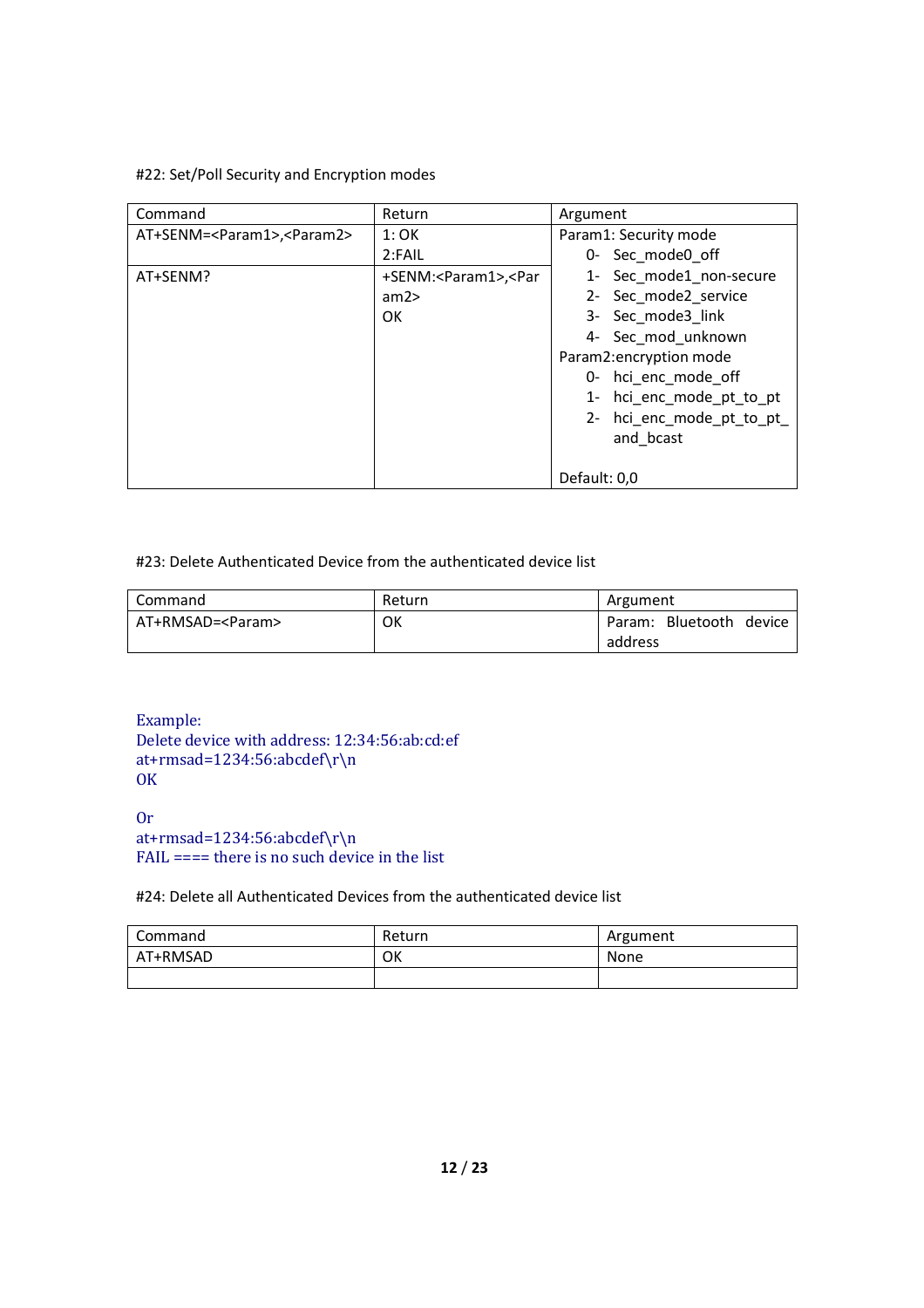#22: Set/Poll Security and Encryption modes

| Command | Return | Argument |
|---|---|---|
| AT+SENM=<Param1>,<Param2> | 1: OK<br>2:FAIL | Param1: Security mode<br>0- Sec_mode0_off<br>1- Sec_mode1_non-secure<br>2- Sec_mode2_service<br>3- Sec_mode3_link<br>4- Sec_mod_unknown<br>Param2:encryption mode<br>0- hci_enc_mode_off<br>1- hci_enc_mode_pt_to_pt<br>2- hci_enc_mode_pt_to_pt_and_bcast<br><br>Default: 0,0 |
| AT+SENM? | +SENM:<Param1>,<Param2><br>OK | |

#23: Delete Authenticated Device from the authenticated device list

| Command | Return | Argument |
|---|---|---|
| AT+RMSAD=<Param> | OK | Param: Bluetooth device address |

Example:
Delete device with address: 12:34:56:ab:cd:ef
at+rmsad=1234:56:abcdef\r\n
OK

Or
at+rmsad=1234:56:abcdef\r\n
FAIL ==== there is no such device in the list

#24: Delete all Authenticated Devices from the authenticated device list

| Command | Return | Argument |
|---|---|---|
| AT+RMSAD | OK | None |
| | | |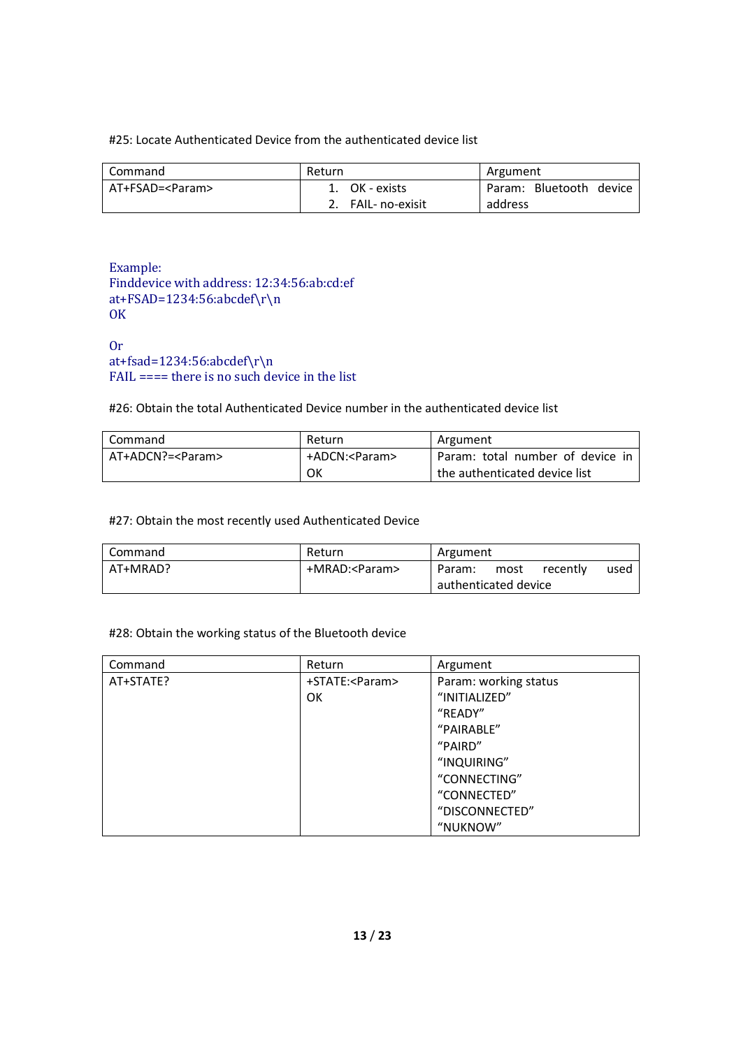#25: Locate Authenticated Device from the authenticated device list

| Command | Return | Argument |
| --- | --- | --- |
| AT+FSAD=<Param> | 1. OK - exists<br>2. FAIL- no-exisit | Param: Bluetooth device address |

Example:
Finddevice with address: 12:34:56:ab:cd:ef
at+FSAD=1234:56:abcdef\r\n
OK

Or
at+fsad=1234:56:abcdef\r\n
FAIL ==== there is no such device in the list

#26: Obtain the total Authenticated Device number in the authenticated device list

| Command | Return | Argument |
| --- | --- | --- |
| AT+ADCN?=<Param> | +ADCN:<Param><br>OK | Param: total number of device in the authenticated device list |

#27: Obtain the most recently used Authenticated Device

| Command | Return | Argument |
| --- | --- | --- |
| AT+MRAD? | +MRAD:<Param> | Param: most recently used authenticated device |

#28: Obtain the working status of the Bluetooth device

| Command | Return | Argument |
| --- | --- | --- |
| AT+STATE? | +STATE:<Param><br>OK | Param: working status<br>"INITIALIZED"<br>"READY"<br>"PAIRABLE"<br>"PAIRD"<br>"INQUIRING"<br>"CONNECTING"<br>"CONNECTED"<br>"DISCONNECTED"<br>"NUKNOW" |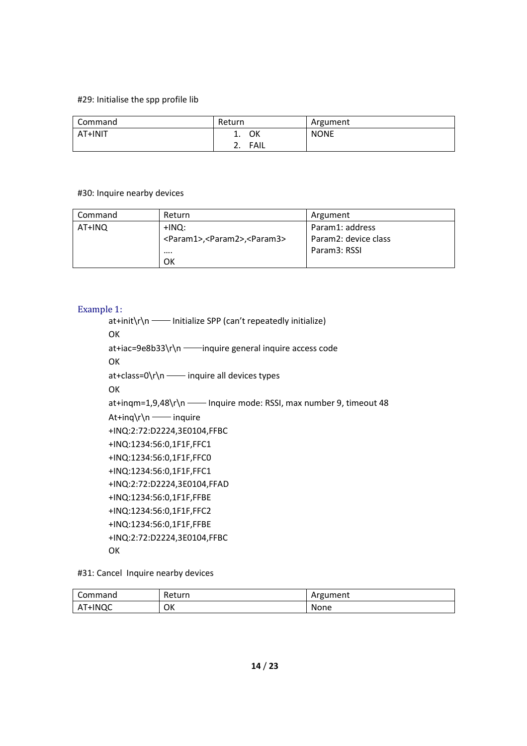#29: Initialise the spp profile lib

| Command | Return | Argument |
|---|---|---|
| AT+INIT | 1. OK<br>2. FAIL | NONE |

#30: Inquire nearby devices

| Command | Return | Argument |
|---|---|---|
| AT+INQ | +INQ: <Param1>,<Param2>,<Param3><br>….<br>OK | Param1: address<br>Param2: device class<br>Param3: RSSI |

Example 1:

```
at+init\r\n —— Initialize SPP (can't repeatedly initialize)
OK
at+iac=9e8b33\r\n ——inquire general inquire access code
OK
at+class=0\r\n —— inquire all devices types
OK
at+inqm=1,9,48\r\n —— Inquire mode: RSSI, max number 9, timeout 48
At+inq\r\n —— inquire
+INQ:2:72:D2224,3E0104,FFBC
+INQ:1234:56:0,1F1F,FFC1
+INQ:1234:56:0,1F1F,FFC0
+INQ:1234:56:0,1F1F,FFC1
+INQ:2:72:D2224,3E0104,FFAD
+INQ:1234:56:0,1F1F,FFBE
+INQ:1234:56:0,1F1F,FFC2
+INQ:1234:56:0,1F1F,FFBE
+INQ:2:72:D2224,3E0104,FFBC
OK
```

#31: Cancel Inquire nearby devices

| Command | Return | Argument |
|---|---|---|
| AT+INQC | OK | None |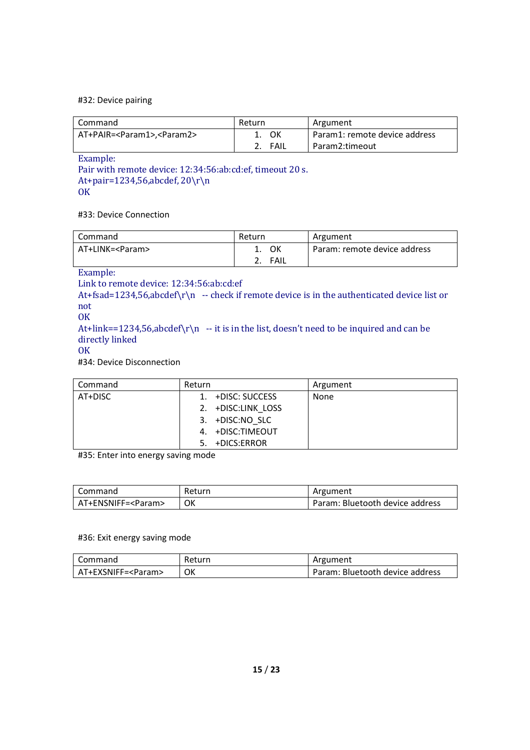#32: Device pairing

| Command | Return | Argument |
| --- | --- | --- |
| AT+PAIR=<Param1>,<Param2> | 1. OK<br>2. FAIL | Param1: remote device address<br>Param2:timeout |

Example:
Pair with remote device: 12:34:56:ab:cd:ef, timeout 20 s.
At+pair=1234,56,abcdef, 20\r\n
OK

#33: Device Connection

| Command | Return | Argument |
| --- | --- | --- |
| AT+LINK=<Param> | 1. OK<br>2. FAIL | Param: remote device address |

Example:
Link to remote device: 12:34:56:ab:cd:ef
At+fsad=1234,56,abcdef\r\n -- check if remote device is in the authenticated device list or not
OK
At+link==1234,56,abcdef\r\n -- it is in the list, doesn't need to be inquired and can be directly linked
OK

#34: Device Disconnection

| Command | Return | Argument |
| --- | --- | --- |
| AT+DISC | 1. +DISC: SUCCESS<br>2. +DISC:LINK_LOSS<br>3. +DISC:NO_SLC<br>4. +DISC:TIMEOUT<br>5. +DICS:ERROR | None |

#35: Enter into energy saving mode

| Command | Return | Argument |
| --- | --- | --- |
| AT+ENSNIFF=<Param> | OK | Param: Bluetooth device address |

#36: Exit energy saving mode

| Command | Return | Argument |
| --- | --- | --- |
| AT+EXSNIFF=<Param> | OK | Param: Bluetooth device address |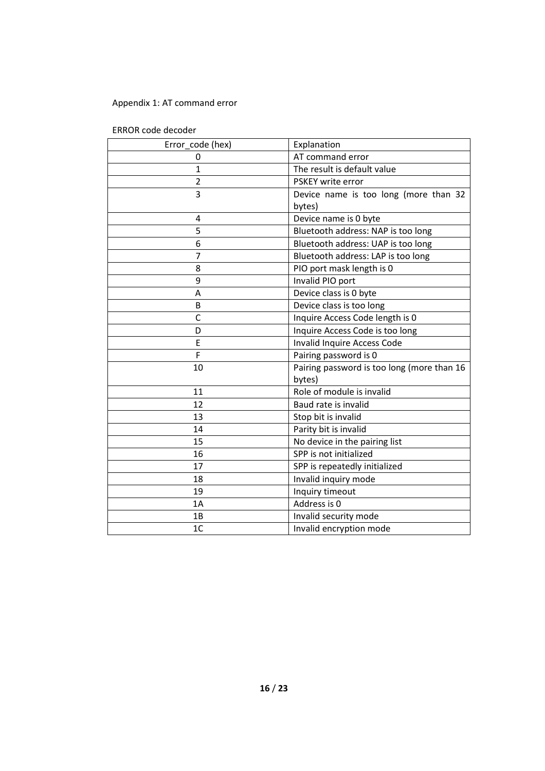Appendix 1: AT command error

ERROR code decoder

| Error_code (hex) | Explanation |
|---|---|
| 0 | AT command error |
| 1 | The result is default value |
| 2 | PSKEY write error |
| 3 | Device name is too long (more than 32 bytes) |
| 4 | Device name is 0 byte |
| 5 | Bluetooth address: NAP is too long |
| 6 | Bluetooth address: UAP is too long |
| 7 | Bluetooth address: LAP is too long |
| 8 | PIO port mask length is 0 |
| 9 | Invalid PIO port |
| A | Device class is 0 byte |
| B | Device class is too long |
| C | Inquire Access Code length is 0 |
| D | Inquire Access Code is too long |
| E | Invalid Inquire Access Code |
| F | Pairing password is 0 |
| 10 | Pairing password is too long (more than 16 bytes) |
| 11 | Role of module is invalid |
| 12 | Baud rate is invalid |
| 13 | Stop bit is invalid |
| 14 | Parity bit is invalid |
| 15 | No device in the pairing list |
| 16 | SPP is not initialized |
| 17 | SPP is repeatedly initialized |
| 18 | Invalid inquiry mode |
| 19 | Inquiry timeout |
| 1A | Address is 0 |
| 1B | Invalid security mode |
| 1C | Invalid encryption mode |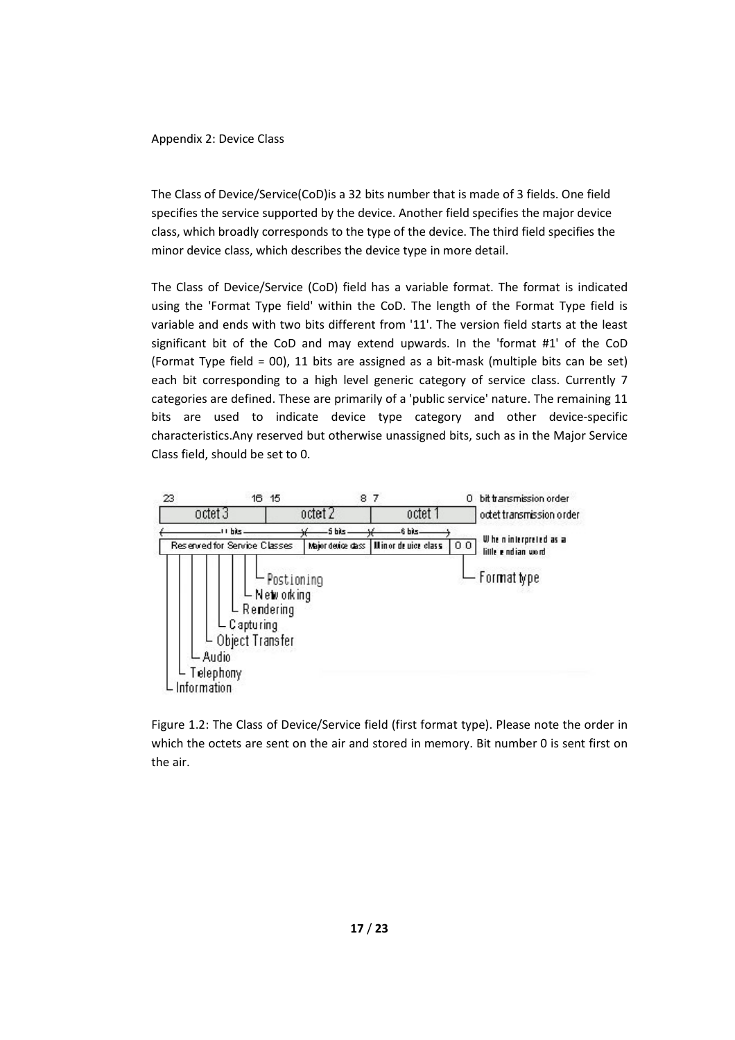Appendix 2: Device Class

The Class of Device/Service(CoD)is a 32 bits number that is made of 3 fields. One field specifies the service supported by the device. Another field specifies the major device class, which broadly corresponds to the type of the device. The third field specifies the minor device class, which describes the device type in more detail.

The Class of Device/Service (CoD) field has a variable format. The format is indicated using the 'Format Type field' within the CoD. The length of the Format Type field is variable and ends with two bits different from '11'. The version field starts at the least significant bit of the CoD and may extend upwards. In the 'format #1' of the CoD (Format Type field = 00), 11 bits are assigned as a bit-mask (multiple bits can be set) each bit corresponding to a high level generic category of service class. Currently 7 categories are defined. These are primarily of a 'public service' nature. The remaining 11 bits are used to indicate device type category and other device-specific characteristics.Any reserved but otherwise unassigned bits, such as in the Major Service Class field, should be set to 0.

| 23 — 16 | 15 — 8 | 7 — 0 | bit transmission order |
|---|---|---|---|
| octet 3 | octet 2 | octet 1 | octet transmission order |
| 11 bits: Reserved for Service Classes | 5 bits: Major device class | 6 bits: Minor device class; 0 0 (Format type) | When interpreted as a little endian word |

Service Class bits: Postioning, Networking, Rendering, Capturing, Object Transfer, Audio, Telephony, Information

Figure 1.2: The Class of Device/Service field (first format type). Please note the order in which the octets are sent on the air and stored in memory. Bit number 0 is sent first on the air.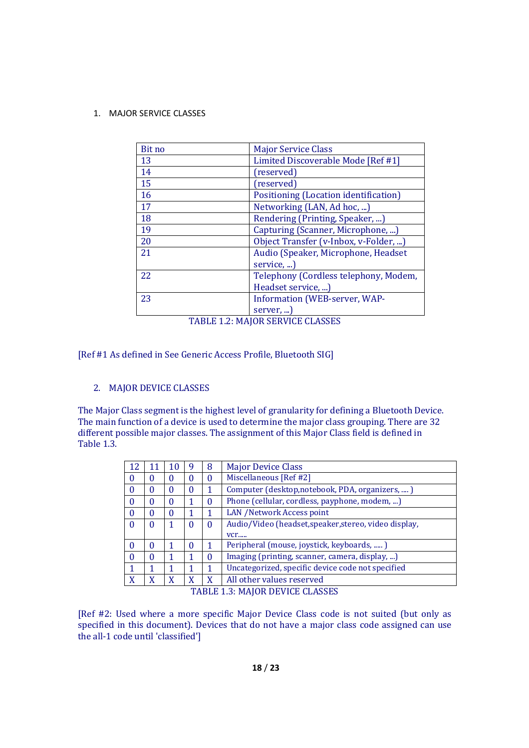1. MAJOR SERVICE CLASSES

| Bit no | Major Service Class |
|---|---|
| 13 | Limited Discoverable Mode [Ref #1] |
| 14 | (reserved) |
| 15 | (reserved) |
| 16 | Positioning (Location identification) |
| 17 | Networking (LAN, Ad hoc, ...) |
| 18 | Rendering (Printing, Speaker, ...) |
| 19 | Capturing (Scanner, Microphone, ...) |
| 20 | Object Transfer (v-Inbox, v-Folder, ...) |
| 21 | Audio (Speaker, Microphone, Headset service, ...) |
| 22 | Telephony (Cordless telephony, Modem, Headset service, ...) |
| 23 | Information (WEB-server, WAP-server, ...) |

TABLE 1.2: MAJOR SERVICE CLASSES

[Ref #1 As defined in See Generic Access Profile, Bluetooth SIG]

2. MAJOR DEVICE CLASSES

The Major Class segment is the highest level of granularity for defining a Bluetooth Device. The main function of a device is used to determine the major class grouping. There are 32 different possible major classes. The assignment of this Major Class field is defined in Table 1.3.

| 12 | 11 | 10 | 9 | 8 | Major Device Class |
|---|---|---|---|---|---|
| 0 | 0 | 0 | 0 | 0 | Miscellaneous [Ref #2] |
| 0 | 0 | 0 | 0 | 1 | Computer (desktop,notebook, PDA, organizers, .... ) |
| 0 | 0 | 0 | 1 | 0 | Phone (cellular, cordless, payphone, modem, ...) |
| 0 | 0 | 0 | 1 | 1 | LAN /Network Access point |
| 0 | 0 | 1 | 0 | 0 | Audio/Video (headset,speaker,stereo, video display, vcr..... |
| 0 | 0 | 1 | 0 | 1 | Peripheral (mouse, joystick, keyboards, ..... ) |
| 0 | 0 | 1 | 1 | 0 | Imaging (printing, scanner, camera, display, ...) |
| 1 | 1 | 1 | 1 | 1 | Uncategorized, specific device code not specified |
| X | X | X | X | X | All other values reserved |

TABLE 1.3: MAJOR DEVICE CLASSES

[Ref #2: Used where a more specific Major Device Class code is not suited (but only as specified in this document). Devices that do not have a major class code assigned can use the all-1 code until 'classified']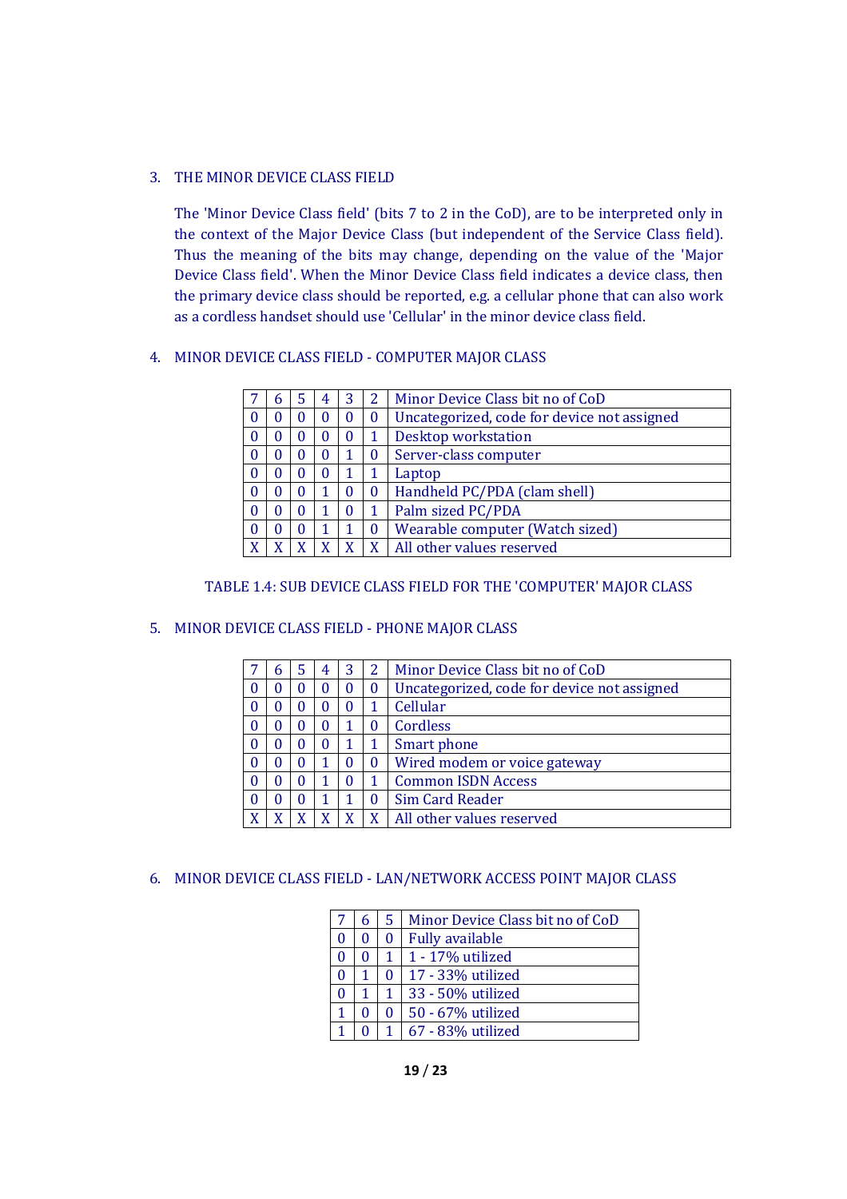## 3. THE MINOR DEVICE CLASS FIELD

The 'Minor Device Class field' (bits 7 to 2 in the CoD), are to be interpreted only in the context of the Major Device Class (but independent of the Service Class field). Thus the meaning of the bits may change, depending on the value of the 'Major Device Class field'. When the Minor Device Class field indicates a device class, then the primary device class should be reported, e.g. a cellular phone that can also work as a cordless handset should use 'Cellular' in the minor device class field.

## 4. MINOR DEVICE CLASS FIELD - COMPUTER MAJOR CLASS

| 7 | 6 | 5 | 4 | 3 | 2 | Minor Device Class bit no of CoD |
|---|---|---|---|---|---|---|
| 0 | 0 | 0 | 0 | 0 | 0 | Uncategorized, code for device not assigned |
| 0 | 0 | 0 | 0 | 0 | 1 | Desktop workstation |
| 0 | 0 | 0 | 0 | 1 | 0 | Server-class computer |
| 0 | 0 | 0 | 0 | 1 | 1 | Laptop |
| 0 | 0 | 0 | 1 | 0 | 0 | Handheld PC/PDA (clam shell) |
| 0 | 0 | 0 | 1 | 0 | 1 | Palm sized PC/PDA |
| 0 | 0 | 0 | 1 | 1 | 0 | Wearable computer (Watch sized) |
| X | X | X | X | X | X | All other values reserved |

TABLE 1.4: SUB DEVICE CLASS FIELD FOR THE 'COMPUTER' MAJOR CLASS

## 5. MINOR DEVICE CLASS FIELD - PHONE MAJOR CLASS

| 7 | 6 | 5 | 4 | 3 | 2 | Minor Device Class bit no of CoD |
|---|---|---|---|---|---|---|
| 0 | 0 | 0 | 0 | 0 | 0 | Uncategorized, code for device not assigned |
| 0 | 0 | 0 | 0 | 0 | 1 | Cellular |
| 0 | 0 | 0 | 0 | 1 | 0 | Cordless |
| 0 | 0 | 0 | 0 | 1 | 1 | Smart phone |
| 0 | 0 | 0 | 1 | 0 | 0 | Wired modem or voice gateway |
| 0 | 0 | 0 | 1 | 0 | 1 | Common ISDN Access |
| 0 | 0 | 0 | 1 | 1 | 0 | Sim Card Reader |
| X | X | X | X | X | X | All other values reserved |

## 6. MINOR DEVICE CLASS FIELD - LAN/NETWORK ACCESS POINT MAJOR CLASS

| 7 | 6 | 5 | Minor Device Class bit no of CoD |
|---|---|---|---|
| 0 | 0 | 0 | Fully available |
| 0 | 0 | 1 | 1 - 17% utilized |
| 0 | 1 | 0 | 17 - 33% utilized |
| 0 | 1 | 1 | 33 - 50% utilized |
| 1 | 0 | 0 | 50 - 67% utilized |
| 1 | 0 | 1 | 67 - 83% utilized |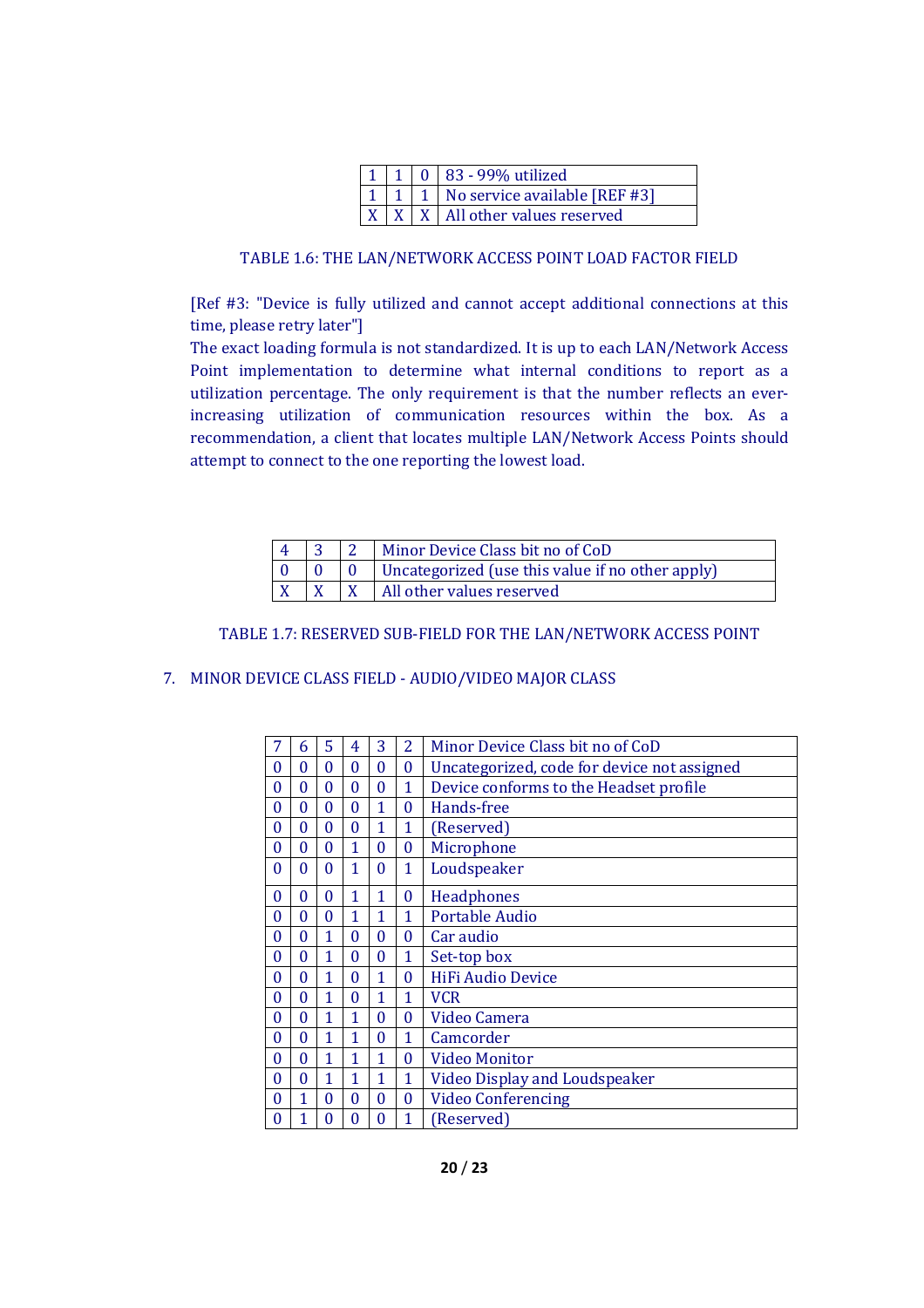| | | | |
|---|---|---|---|
| 1 | 1 | 0 | 83 - 99% utilized |
| 1 | 1 | 1 | No service available [REF #3] |
| X | X | X | All other values reserved |

TABLE 1.6: THE LAN/NETWORK ACCESS POINT LOAD FACTOR FIELD

[Ref #3: "Device is fully utilized and cannot accept additional connections at this time, please retry later"]
The exact loading formula is not standardized. It is up to each LAN/Network Access Point implementation to determine what internal conditions to report as a utilization percentage. The only requirement is that the number reflects an ever-increasing utilization of communication resources within the box. As a recommendation, a client that locates multiple LAN/Network Access Points should attempt to connect to the one reporting the lowest load.

| 4 | 3 | 2 | Minor Device Class bit no of CoD |
|---|---|---|---|
| 0 | 0 | 0 | Uncategorized (use this value if no other apply) |
| X | X | X | All other values reserved |

TABLE 1.7: RESERVED SUB-FIELD FOR THE LAN/NETWORK ACCESS POINT

7. MINOR DEVICE CLASS FIELD - AUDIO/VIDEO MAJOR CLASS

| 7 | 6 | 5 | 4 | 3 | 2 | Minor Device Class bit no of CoD |
|---|---|---|---|---|---|---|
| 0 | 0 | 0 | 0 | 0 | 0 | Uncategorized, code for device not assigned |
| 0 | 0 | 0 | 0 | 0 | 1 | Device conforms to the Headset profile |
| 0 | 0 | 0 | 0 | 1 | 0 | Hands-free |
| 0 | 0 | 0 | 0 | 1 | 1 | (Reserved) |
| 0 | 0 | 0 | 1 | 0 | 0 | Microphone |
| 0 | 0 | 0 | 1 | 0 | 1 | Loudspeaker |
| 0 | 0 | 0 | 1 | 1 | 0 | Headphones |
| 0 | 0 | 0 | 1 | 1 | 1 | Portable Audio |
| 0 | 0 | 1 | 0 | 0 | 0 | Car audio |
| 0 | 0 | 1 | 0 | 0 | 1 | Set-top box |
| 0 | 0 | 1 | 0 | 1 | 0 | HiFi Audio Device |
| 0 | 0 | 1 | 0 | 1 | 1 | VCR |
| 0 | 0 | 1 | 1 | 0 | 0 | Video Camera |
| 0 | 0 | 1 | 1 | 0 | 1 | Camcorder |
| 0 | 0 | 1 | 1 | 1 | 0 | Video Monitor |
| 0 | 0 | 1 | 1 | 1 | 1 | Video Display and Loudspeaker |
| 0 | 1 | 0 | 0 | 0 | 0 | Video Conferencing |
| 0 | 1 | 0 | 0 | 0 | 1 | (Reserved) |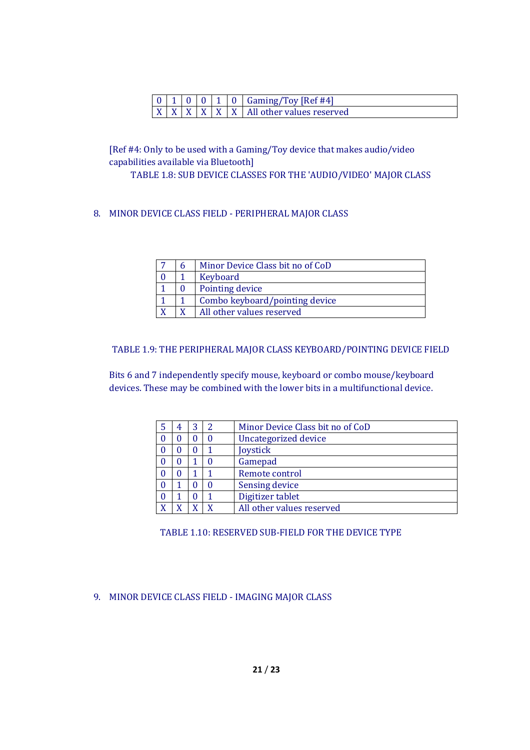| 0 | 1 | 0 | 0 | 1 | 0 | Gaming/Toy [Ref #4] |
|---|---|---|---|---|---|---|
| X | X | X | X | X | X | All other values reserved |

[Ref #4: Only to be used with a Gaming/Toy device that makes audio/video capabilities available via Bluetooth]

TABLE 1.8: SUB DEVICE CLASSES FOR THE 'AUDIO/VIDEO' MAJOR CLASS

## 8. MINOR DEVICE CLASS FIELD - PERIPHERAL MAJOR CLASS

| 7 | 6 | Minor Device Class bit no of CoD |
|---|---|---|
| 0 | 1 | Keyboard |
| 1 | 0 | Pointing device |
| 1 | 1 | Combo keyboard/pointing device |
| X | X | All other values reserved |

TABLE 1.9: THE PERIPHERAL MAJOR CLASS KEYBOARD/POINTING DEVICE FIELD

Bits 6 and 7 independently specify mouse, keyboard or combo mouse/keyboard devices. These may be combined with the lower bits in a multifunctional device.

| 5 | 4 | 3 | 2 | Minor Device Class bit no of CoD |
|---|---|---|---|---|
| 0 | 0 | 0 | 0 | Uncategorized device |
| 0 | 0 | 0 | 1 | Joystick |
| 0 | 0 | 1 | 0 | Gamepad |
| 0 | 0 | 1 | 1 | Remote control |
| 0 | 1 | 0 | 0 | Sensing device |
| 0 | 1 | 0 | 1 | Digitizer tablet |
| X | X | X | X | All other values reserved |

TABLE 1.10: RESERVED SUB-FIELD FOR THE DEVICE TYPE

## 9. MINOR DEVICE CLASS FIELD - IMAGING MAJOR CLASS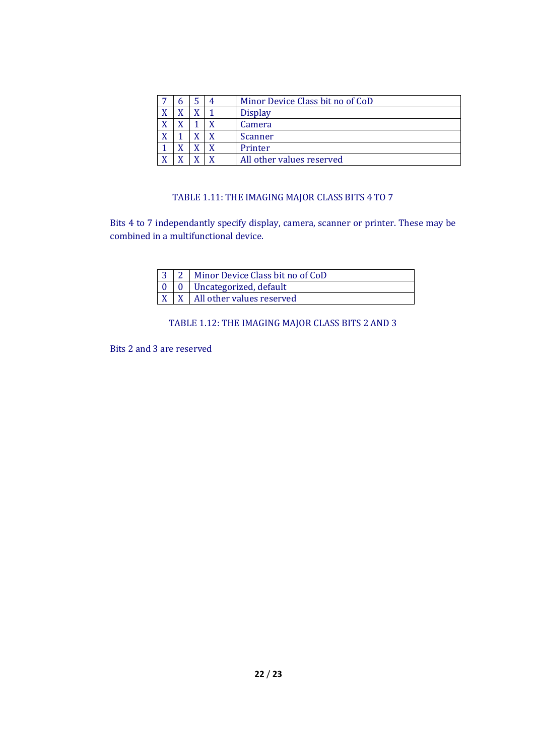| 7 | 6 | 5 | 4 | Minor Device Class bit no of CoD |
|---|---|---|---|---|
| X | X | X | 1 | Display |
| X | X | 1 | X | Camera |
| X | 1 | X | X | Scanner |
| 1 | X | X | X | Printer |
| X | X | X | X | All other values reserved |

TABLE 1.11: THE IMAGING MAJOR CLASS BITS 4 TO 7

Bits 4 to 7 independantly specify display, camera, scanner or printer. These may be combined in a multifunctional device.

| 3 | 2 | Minor Device Class bit no of CoD |
|---|---|---|
| 0 | 0 | Uncategorized, default |
| X | X | All other values reserved |

TABLE 1.12: THE IMAGING MAJOR CLASS BITS 2 AND 3

Bits 2 and 3 are reserved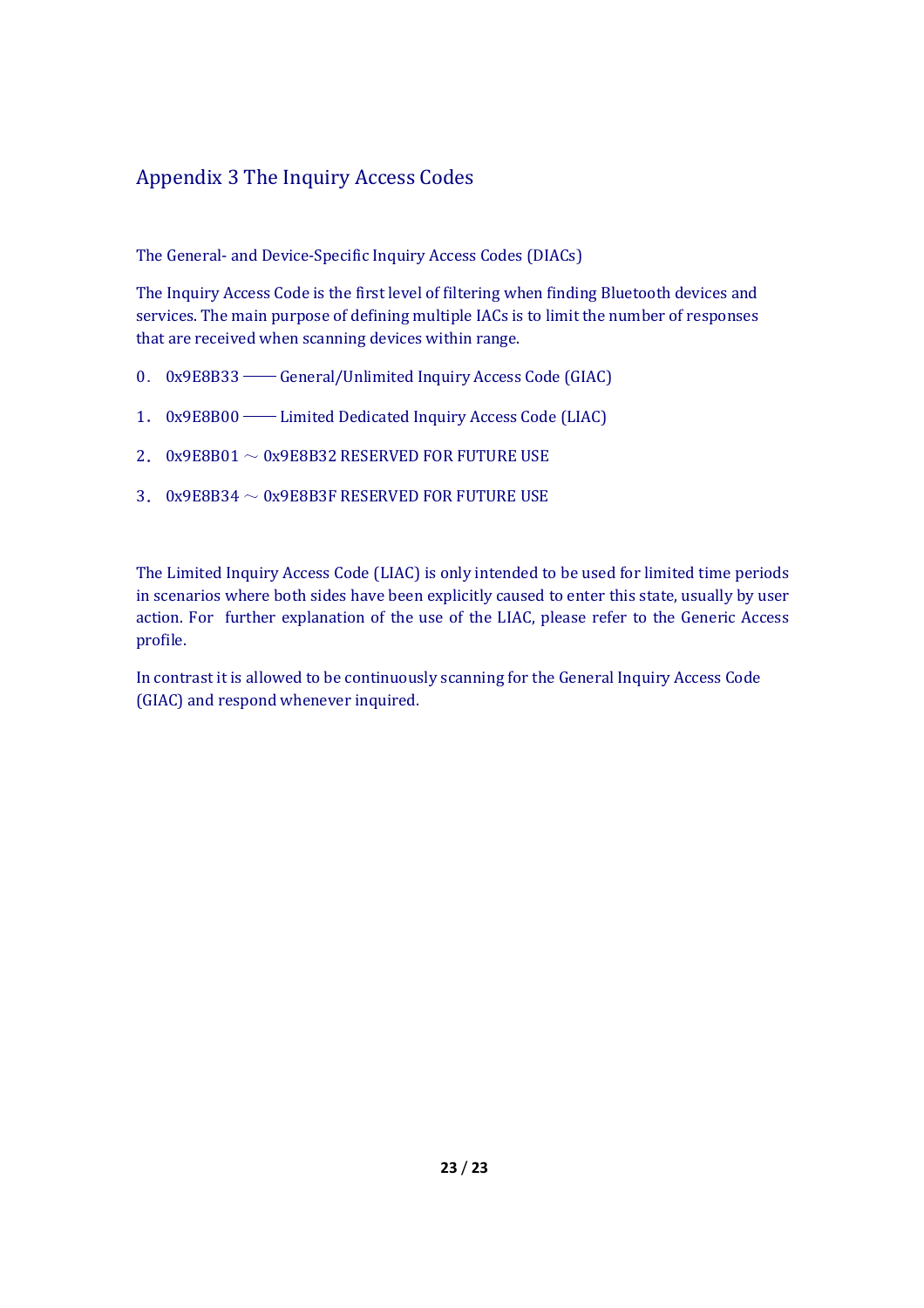## Appendix 3 The Inquiry Access Codes

The General- and Device-Specific Inquiry Access Codes (DIACs)

The Inquiry Access Code is the first level of filtering when finding Bluetooth devices and services. The main purpose of defining multiple IACs is to limit the number of responses that are received when scanning devices within range.

0. 0x9E8B33 —— General/Unlimited Inquiry Access Code (GIAC)

1. 0x9E8B00 —— Limited Dedicated Inquiry Access Code (LIAC)

2. 0x9E8B01 ～ 0x9E8B32 RESERVED FOR FUTURE USE

3. 0x9E8B34 ～ 0x9E8B3F RESERVED FOR FUTURE USE

The Limited Inquiry Access Code (LIAC) is only intended to be used for limited time periods in scenarios where both sides have been explicitly caused to enter this state, usually by user action. For further explanation of the use of the LIAC, please refer to the Generic Access profile.

In contrast it is allowed to be continuously scanning for the General Inquiry Access Code (GIAC) and respond whenever inquired.